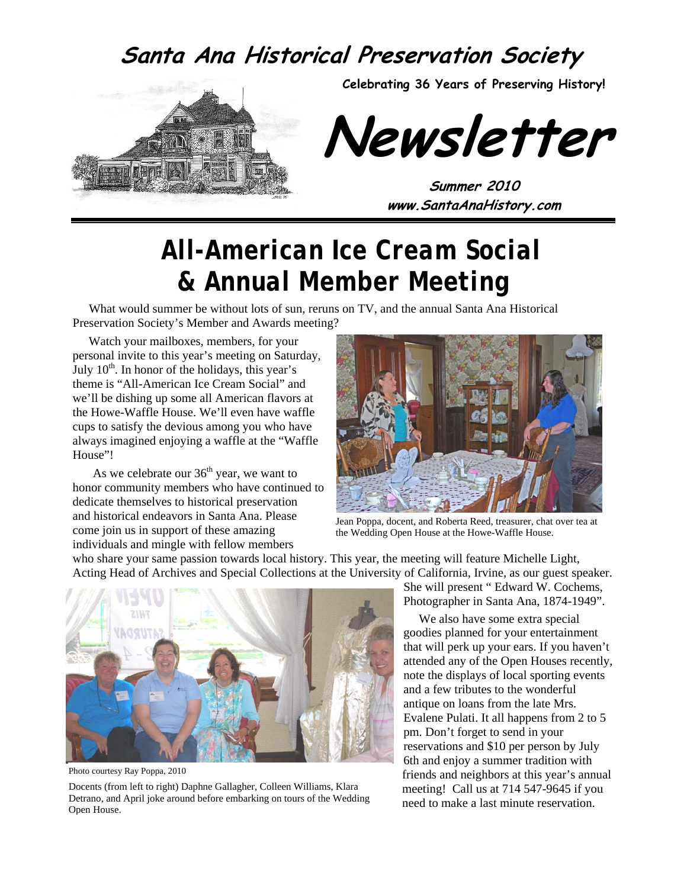# Santa Ana Historical Preservation Society

**Celebrating 36 Years of Preserving History!**

# Newsletter

**Summer 2010**
**www.SantaAnaHistory.com**

## All-American Ice Cream Social & Annual Member Meeting

What would summer be without lots of sun, reruns on TV, and the annual Santa Ana Historical Preservation Society's Member and Awards meeting?

Watch your mailboxes, members, for your personal invite to this year's meeting on Saturday, July 10th. In honor of the holidays, this year's theme is "All-American Ice Cream Social" and we'll be dishing up some all American flavors at the Howe-Waffle House. We'll even have waffle cups to satisfy the devious among you who have always imagined enjoying a waffle at the "Waffle House"!

As we celebrate our 36th year, we want to honor community members who have continued to dedicate themselves to historical preservation and historical endeavors in Santa Ana. Please come join us in support of these amazing individuals and mingle with fellow members who share your same passion towards local history. This year, the meeting will feature Michelle Light, Acting Head of Archives and Special Collections at the University of California, Irvine, as our guest speaker. She will present " Edward W. Cochems, Photographer in Santa Ana, 1874-1949".

Jean Poppa, docent, and Roberta Reed, treasurer, chat over tea at the Wedding Open House at the Howe-Waffle House.

We also have some extra special goodies planned for your entertainment that will perk up your ears. If you haven't attended any of the Open Houses recently, note the displays of local sporting events and a few tributes to the wonderful antique on loans from the late Mrs. Evalene Pulati. It all happens from 2 to 5 pm. Don't forget to send in your reservations and $10 per person by July 6th and enjoy a summer tradition with friends and neighbors at this year's annual meeting! Call us at 714 547-9645 if you need to make a last minute reservation.

Photo courtesy Ray Poppa, 2010

Docents (from left to right) Daphne Gallagher, Colleen Williams, Klara Detrano, and April joke around before embarking on tours of the Wedding Open House.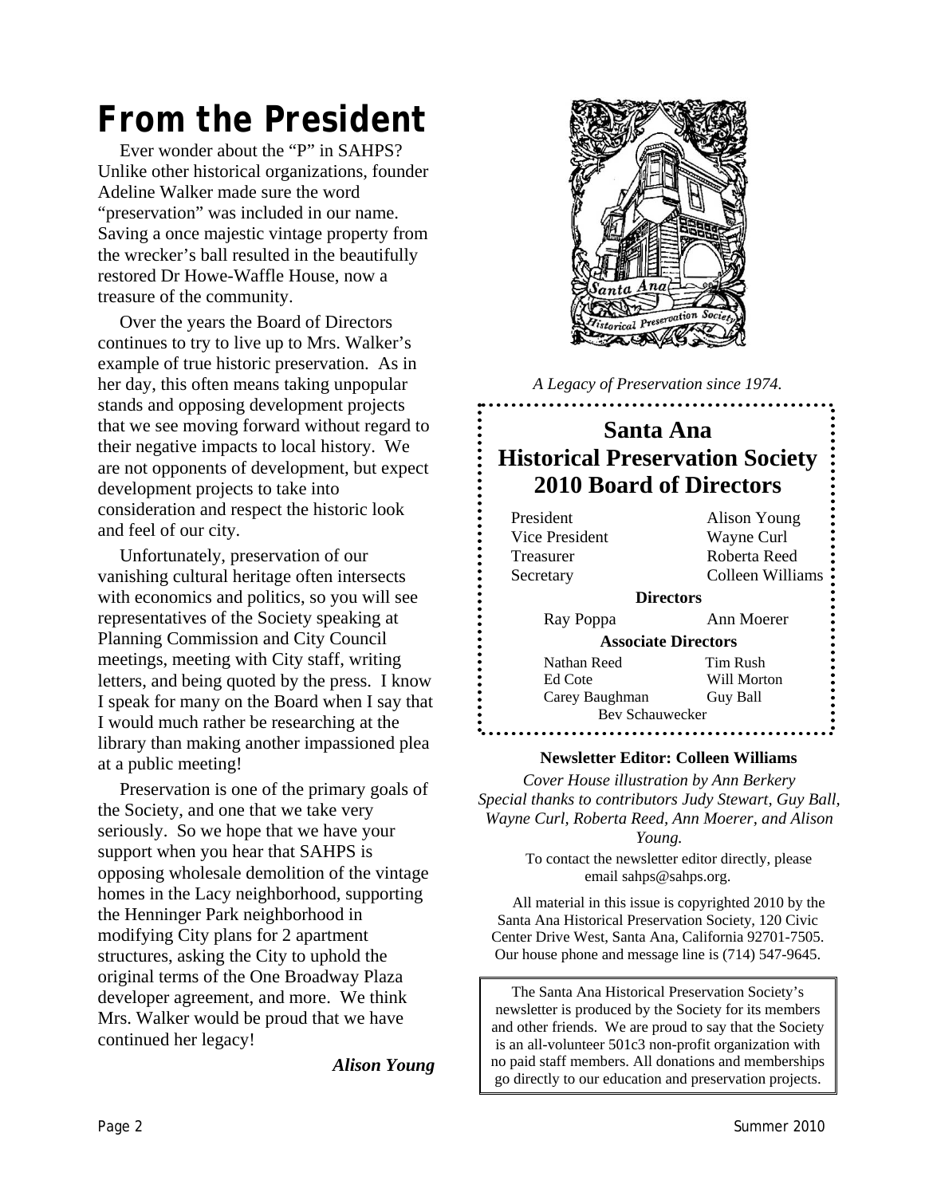# From the President

Ever wonder about the "P" in SAHPS? Unlike other historical organizations, founder Adeline Walker made sure the word "preservation" was included in our name. Saving a once majestic vintage property from the wrecker's ball resulted in the beautifully restored Dr Howe-Waffle House, now a treasure of the community.

Over the years the Board of Directors continues to try to live up to Mrs. Walker's example of true historic preservation. As in her day, this often means taking unpopular stands and opposing development projects that we see moving forward without regard to their negative impacts to local history. We are not opponents of development, but expect development projects to take into consideration and respect the historic look and feel of our city.

Unfortunately, preservation of our vanishing cultural heritage often intersects with economics and politics, so you will see representatives of the Society speaking at Planning Commission and City Council meetings, meeting with City staff, writing letters, and being quoted by the press. I know I speak for many on the Board when I say that I would much rather be researching at the library than making another impassioned plea at a public meeting!

Preservation is one of the primary goals of the Society, and one that we take very seriously. So we hope that we have your support when you hear that SAHPS is opposing wholesale demolition of the vintage homes in the Lacy neighborhood, supporting the Henninger Park neighborhood in modifying City plans for 2 apartment structures, asking the City to uphold the original terms of the One Broadway Plaza developer agreement, and more. We think Mrs. Walker would be proud that we have continued her legacy!

***Alison Young***

*A Legacy of Preservation since 1974.*

## Santa Ana Historical Preservation Society 2010 Board of Directors

| | |
|---|---|
| President | Alison Young |
| Vice President | Wayne Curl |
| Treasurer | Roberta Reed |
| Secretary | Colleen Williams |

**Directors**

Ray Poppa, Ann Moerer

**Associate Directors**

Nathan Reed, Tim Rush, Ed Cote, Will Morton, Carey Baughman, Guy Ball, Bev Schauwecker

**Newsletter Editor: Colleen Williams**

*Cover House illustration by Ann Berkery*
*Special thanks to contributors Judy Stewart, Guy Ball, Wayne Curl, Roberta Reed, Ann Moerer, and Alison Young.*

To contact the newsletter editor directly, please email sahps@sahps.org.

All material in this issue is copyrighted 2010 by the Santa Ana Historical Preservation Society, 120 Civic Center Drive West, Santa Ana, California 92701-7505. Our house phone and message line is (714) 547-9645.

The Santa Ana Historical Preservation Society's newsletter is produced by the Society for its members and other friends. We are proud to say that the Society is an all-volunteer 501c3 non-profit organization with no paid staff members. All donations and memberships go directly to our education and preservation projects.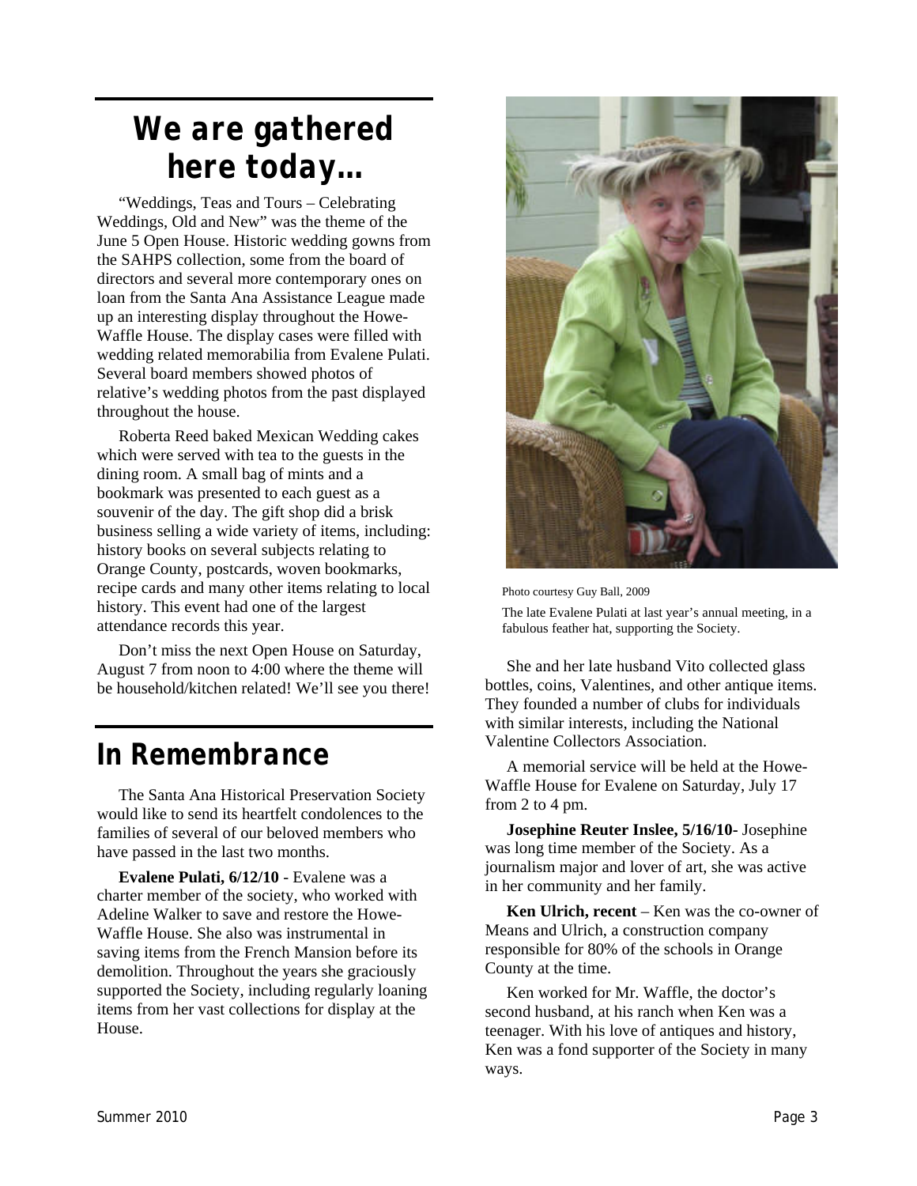# We are gathered here today…

"Weddings, Teas and Tours – Celebrating Weddings, Old and New" was the theme of the June 5 Open House. Historic wedding gowns from the SAHPS collection, some from the board of directors and several more contemporary ones on loan from the Santa Ana Assistance League made up an interesting display throughout the Howe-Waffle House. The display cases were filled with wedding related memorabilia from Evalene Pulati. Several board members showed photos of relative's wedding photos from the past displayed throughout the house.

Roberta Reed baked Mexican Wedding cakes which were served with tea to the guests in the dining room. A small bag of mints and a bookmark was presented to each guest as a souvenir of the day. The gift shop did a brisk business selling a wide variety of items, including: history books on several subjects relating to Orange County, postcards, woven bookmarks, recipe cards and many other items relating to local history. This event had one of the largest attendance records this year.

Don't miss the next Open House on Saturday, August 7 from noon to 4:00 where the theme will be household/kitchen related! We'll see you there!

# In Remembrance

The Santa Ana Historical Preservation Society would like to send its heartfelt condolences to the families of several of our beloved members who have passed in the last two months.

**Evalene Pulati, 6/12/10** - Evalene was a charter member of the society, who worked with Adeline Walker to save and restore the Howe-Waffle House. She also was instrumental in saving items from the French Mansion before its demolition. Throughout the years she graciously supported the Society, including regularly loaning items from her vast collections for display at the House.

Photo courtesy Guy Ball, 2009

The late Evalene Pulati at last year's annual meeting, in a fabulous feather hat, supporting the Society.

She and her late husband Vito collected glass bottles, coins, Valentines, and other antique items. They founded a number of clubs for individuals with similar interests, including the National Valentine Collectors Association.

A memorial service will be held at the Howe-Waffle House for Evalene on Saturday, July 17 from 2 to 4 pm.

**Josephine Reuter Inslee, 5/16/10-** Josephine was long time member of the Society. As a journalism major and lover of art, she was active in her community and her family.

**Ken Ulrich, recent** – Ken was the co-owner of Means and Ulrich, a construction company responsible for 80% of the schools in Orange County at the time.

Ken worked for Mr. Waffle, the doctor's second husband, at his ranch when Ken was a teenager. With his love of antiques and history, Ken was a fond supporter of the Society in many ways.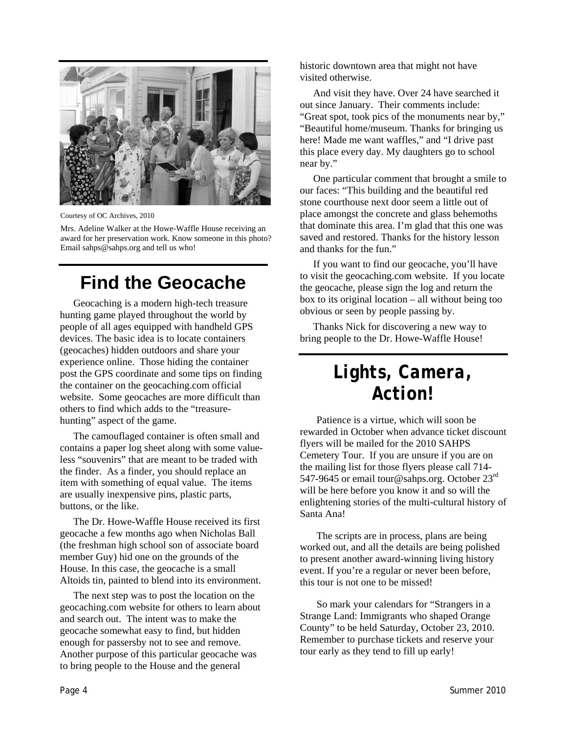Courtesy of OC Archives, 2010

Mrs. Adeline Walker at the Howe-Waffle House receiving an award for her preservation work. Know someone in this photo? Email sahps@sahps.org and tell us who!

# Find the Geocache

Geocaching is a modern high-tech treasure hunting game played throughout the world by people of all ages equipped with handheld GPS devices. The basic idea is to locate containers (geocaches) hidden outdoors and share your experience online. Those hiding the container post the GPS coordinate and some tips on finding the container on the geocaching.com official website. Some geocaches are more difficult than others to find which adds to the "treasure-hunting" aspect of the game.

The camouflaged container is often small and contains a paper log sheet along with some value-less "souvenirs" that are meant to be traded with the finder. As a finder, you should replace an item with something of equal value. The items are usually inexpensive pins, plastic parts, buttons, or the like.

The Dr. Howe-Waffle House received its first geocache a few months ago when Nicholas Ball (the freshman high school son of associate board member Guy) hid one on the grounds of the House. In this case, the geocache is a small Altoids tin, painted to blend into its environment.

The next step was to post the location on the geocaching.com website for others to learn about and search out. The intent was to make the geocache somewhat easy to find, but hidden enough for passersby not to see and remove. Another purpose of this particular geocache was to bring people to the House and the general historic downtown area that might not have visited otherwise.

And visit they have. Over 24 have searched it out since January. Their comments include: "Great spot, took pics of the monuments near by," "Beautiful home/museum. Thanks for bringing us here! Made me want waffles," and "I drive past this place every day. My daughters go to school near by."

One particular comment that brought a smile to our faces: "This building and the beautiful red stone courthouse next door seem a little out of place amongst the concrete and glass behemoths that dominate this area. I'm glad that this one was saved and restored. Thanks for the history lesson and thanks for the fun."

If you want to find our geocache, you'll have to visit the geocaching.com website. If you locate the geocache, please sign the log and return the box to its original location – all without being too obvious or seen by people passing by.

Thanks Nick for discovering a new way to bring people to the Dr. Howe-Waffle House!

# Lights, Camera, Action!

Patience is a virtue, which will soon be rewarded in October when advance ticket discount flyers will be mailed for the 2010 SAHPS Cemetery Tour. If you are unsure if you are on the mailing list for those flyers please call 714-547-9645 or email tour@sahps.org. October 23rd will be here before you know it and so will the enlightening stories of the multi-cultural history of Santa Ana!

The scripts are in process, plans are being worked out, and all the details are being polished to present another award-winning living history event. If you're a regular or never been before, this tour is not one to be missed!

So mark your calendars for "Strangers in a Strange Land: Immigrants who shaped Orange County" to be held Saturday, October 23, 2010. Remember to purchase tickets and reserve your tour early as they tend to fill up early!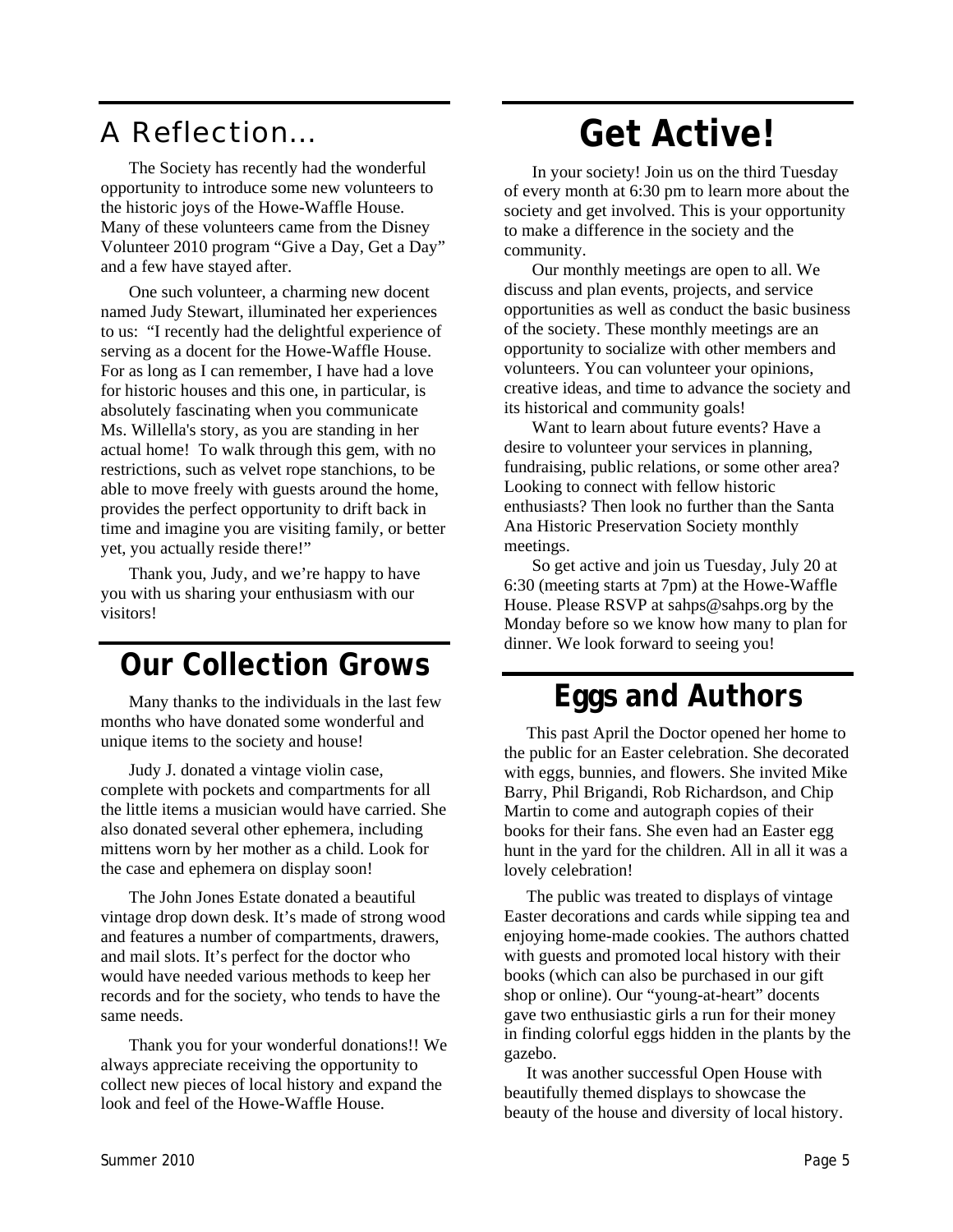## A Reflection…

The Society has recently had the wonderful opportunity to introduce some new volunteers to the historic joys of the Howe-Waffle House. Many of these volunteers came from the Disney Volunteer 2010 program "Give a Day, Get a Day" and a few have stayed after.

One such volunteer, a charming new docent named Judy Stewart, illuminated her experiences to us: "I recently had the delightful experience of serving as a docent for the Howe-Waffle House. For as long as I can remember, I have had a love for historic houses and this one, in particular, is absolutely fascinating when you communicate Ms. Willella's story, as you are standing in her actual home! To walk through this gem, with no restrictions, such as velvet rope stanchions, to be able to move freely with guests around the home, provides the perfect opportunity to drift back in time and imagine you are visiting family, or better yet, you actually reside there!"

Thank you, Judy, and we're happy to have you with us sharing your enthusiasm with our visitors!

## Our Collection Grows

Many thanks to the individuals in the last few months who have donated some wonderful and unique items to the society and house!

Judy J. donated a vintage violin case, complete with pockets and compartments for all the little items a musician would have carried. She also donated several other ephemera, including mittens worn by her mother as a child. Look for the case and ephemera on display soon!

The John Jones Estate donated a beautiful vintage drop down desk. It's made of strong wood and features a number of compartments, drawers, and mail slots. It's perfect for the doctor who would have needed various methods to keep her records and for the society, who tends to have the same needs.

Thank you for your wonderful donations!! We always appreciate receiving the opportunity to collect new pieces of local history and expand the look and feel of the Howe-Waffle House.

# Get Active!

In your society! Join us on the third Tuesday of every month at 6:30 pm to learn more about the society and get involved. This is your opportunity to make a difference in the society and the community.

Our monthly meetings are open to all. We discuss and plan events, projects, and service opportunities as well as conduct the basic business of the society. These monthly meetings are an opportunity to socialize with other members and volunteers. You can volunteer your opinions, creative ideas, and time to advance the society and its historical and community goals!

Want to learn about future events? Have a desire to volunteer your services in planning, fundraising, public relations, or some other area? Looking to connect with fellow historic enthusiasts? Then look no further than the Santa Ana Historic Preservation Society monthly meetings.

So get active and join us Tuesday, July 20 at 6:30 (meeting starts at 7pm) at the Howe-Waffle House. Please RSVP at sahps@sahps.org by the Monday before so we know how many to plan for dinner. We look forward to seeing you!

## Eggs and Authors

This past April the Doctor opened her home to the public for an Easter celebration. She decorated with eggs, bunnies, and flowers. She invited Mike Barry, Phil Brigandi, Rob Richardson, and Chip Martin to come and autograph copies of their books for their fans. She even had an Easter egg hunt in the yard for the children. All in all it was a lovely celebration!

The public was treated to displays of vintage Easter decorations and cards while sipping tea and enjoying home-made cookies. The authors chatted with guests and promoted local history with their books (which can also be purchased in our gift shop or online). Our "young-at-heart" docents gave two enthusiastic girls a run for their money in finding colorful eggs hidden in the plants by the gazebo.

It was another successful Open House with beautifully themed displays to showcase the beauty of the house and diversity of local history.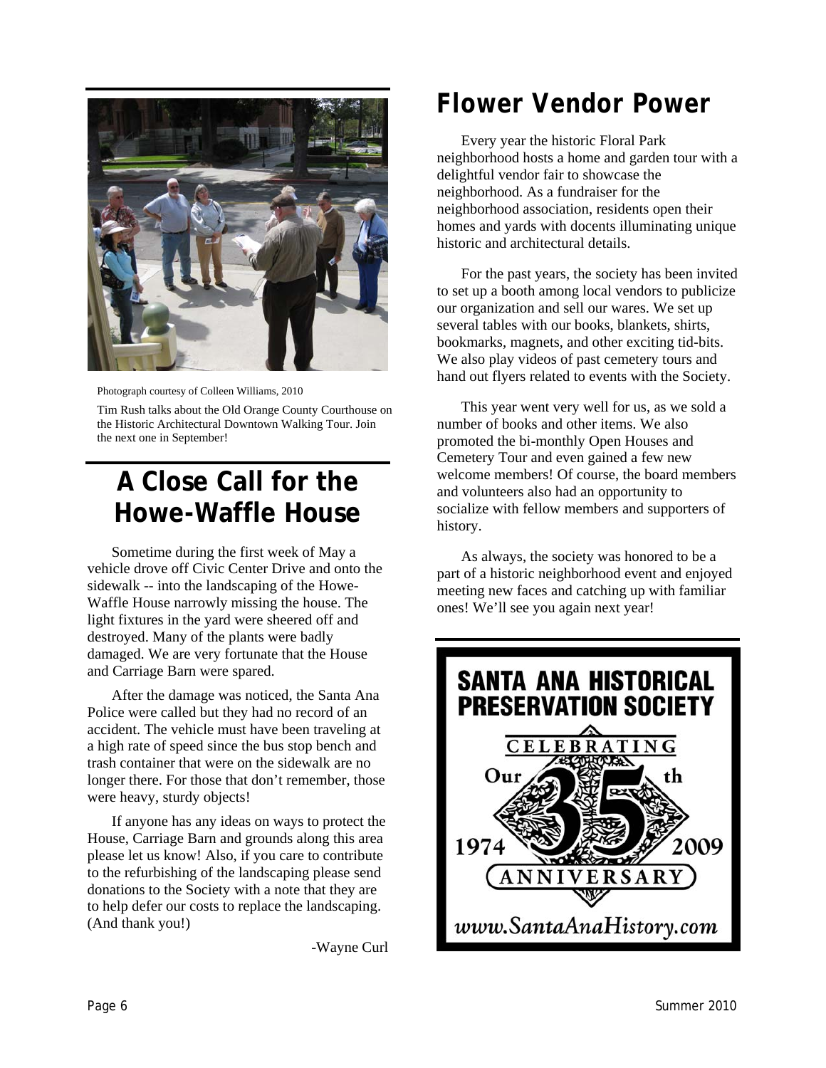Photograph courtesy of Colleen Williams, 2010

Tim Rush talks about the Old Orange County Courthouse on the Historic Architectural Downtown Walking Tour. Join the next one in September!

## A Close Call for the Howe-Waffle House

Sometime during the first week of May a vehicle drove off Civic Center Drive and onto the sidewalk -- into the landscaping of the Howe-Waffle House narrowly missing the house. The light fixtures in the yard were sheered off and destroyed. Many of the plants were badly damaged. We are very fortunate that the House and Carriage Barn were spared.

After the damage was noticed, the Santa Ana Police were called but they had no record of an accident. The vehicle must have been traveling at a high rate of speed since the bus stop bench and trash container that were on the sidewalk are no longer there. For those that don't remember, those were heavy, sturdy objects!

If anyone has any ideas on ways to protect the House, Carriage Barn and grounds along this area please let us know! Also, if you care to contribute to the refurbishing of the landscaping please send donations to the Society with a note that they are to help defer our costs to replace the landscaping. (And thank you!)

-Wayne Curl

## Flower Vendor Power

Every year the historic Floral Park neighborhood hosts a home and garden tour with a delightful vendor fair to showcase the neighborhood. As a fundraiser for the neighborhood association, residents open their homes and yards with docents illuminating unique historic and architectural details.

For the past years, the society has been invited to set up a booth among local vendors to publicize our organization and sell our wares. We set up several tables with our books, blankets, shirts, bookmarks, magnets, and other exciting tid-bits. We also play videos of past cemetery tours and hand out flyers related to events with the Society.

This year went very well for us, as we sold a number of books and other items. We also promoted the bi-monthly Open Houses and Cemetery Tour and even gained a few new welcome members! Of course, the board members and volunteers also had an opportunity to socialize with fellow members and supporters of history.

As always, the society was honored to be a part of a historic neighborhood event and enjoyed meeting new faces and catching up with familiar ones! We'll see you again next year!

**SANTA ANA HISTORICAL PRESERVATION SOCIETY**

CELEBRATING Our 35th ANNIVERSARY

1974 2009

www.SantaAnaHistory.com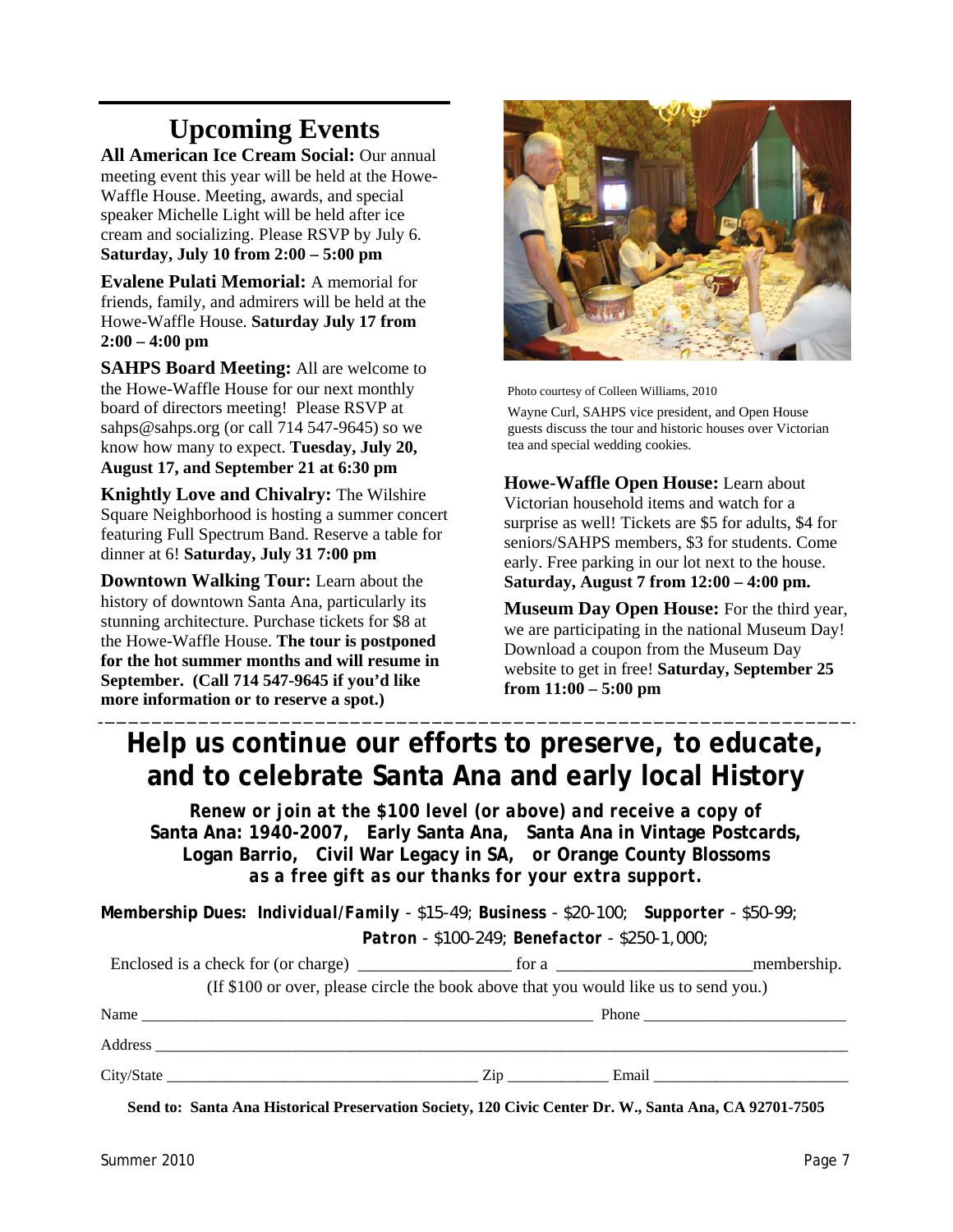# Upcoming Events

**All American Ice Cream Social:** Our annual meeting event this year will be held at the Howe-Waffle House. Meeting, awards, and special speaker Michelle Light will be held after ice cream and socializing. Please RSVP by July 6. **Saturday, July 10 from 2:00 – 5:00 pm**

**Evalene Pulati Memorial:** A memorial for friends, family, and admirers will be held at the Howe-Waffle House. **Saturday July 17 from 2:00 – 4:00 pm**

**SAHPS Board Meeting:** All are welcome to the Howe-Waffle House for our next monthly board of directors meeting! Please RSVP at sahps@sahps.org (or call 714 547-9645) so we know how many to expect. **Tuesday, July 20, August 17, and September 21 at 6:30 pm**

**Knightly Love and Chivalry:** The Wilshire Square Neighborhood is hosting a summer concert featuring Full Spectrum Band. Reserve a table for dinner at 6! **Saturday, July 31 7:00 pm**

**Downtown Walking Tour:** Learn about the history of downtown Santa Ana, particularly its stunning architecture. Purchase tickets for $8 at the Howe-Waffle House. **The tour is postponed for the hot summer months and will resume in September. (Call 714 547-9645 if you'd like more information or to reserve a spot.)**

Photo courtesy of Colleen Williams, 2010

Wayne Curl, SAHPS vice president, and Open House guests discuss the tour and historic houses over Victorian tea and special wedding cookies.

**Howe-Waffle Open House:** Learn about Victorian household items and watch for a surprise as well! Tickets are $5 for adults, $4 for seniors/SAHPS members, $3 for students. Come early. Free parking in our lot next to the house. **Saturday, August 7 from 12:00 – 4:00 pm.**

**Museum Day Open House:** For the third year, we are participating in the national Museum Day! Download a coupon from the Museum Day website to get in free! **Saturday, September 25 from 11:00 – 5:00 pm**

---

## Help us continue our efforts to preserve, to educate, and to celebrate Santa Ana and early local History

***Renew or join at the $100 level (or above) and receive a copy of* Santa Ana: 1940-2007, Early Santa Ana, Santa Ana in Vintage Postcards, Logan Barrio, Civil War Legacy in SA, or Orange County Blossoms *as a free gift as our thanks for your extra support.***

**Membership Dues:** ***Individual/Family*** - $15-49; **Business** - $20-100; ***Supporter*** - $50-99; ***Patron*** - $100-249; ***Benefactor*** - $250-1,000;

Enclosed is a check for (or charge) _________________ for a ______________________ membership.

(If $100 or over, please circle the book above that you would like us to send you.)

Name ____________________________________________________ Phone ________________________

Address ____________________________________________________________________________________

City/State ______________________________________ Zip ____________ Email ________________________

**Send to: Santa Ana Historical Preservation Society, 120 Civic Center Dr. W., Santa Ana, CA 92701-7505**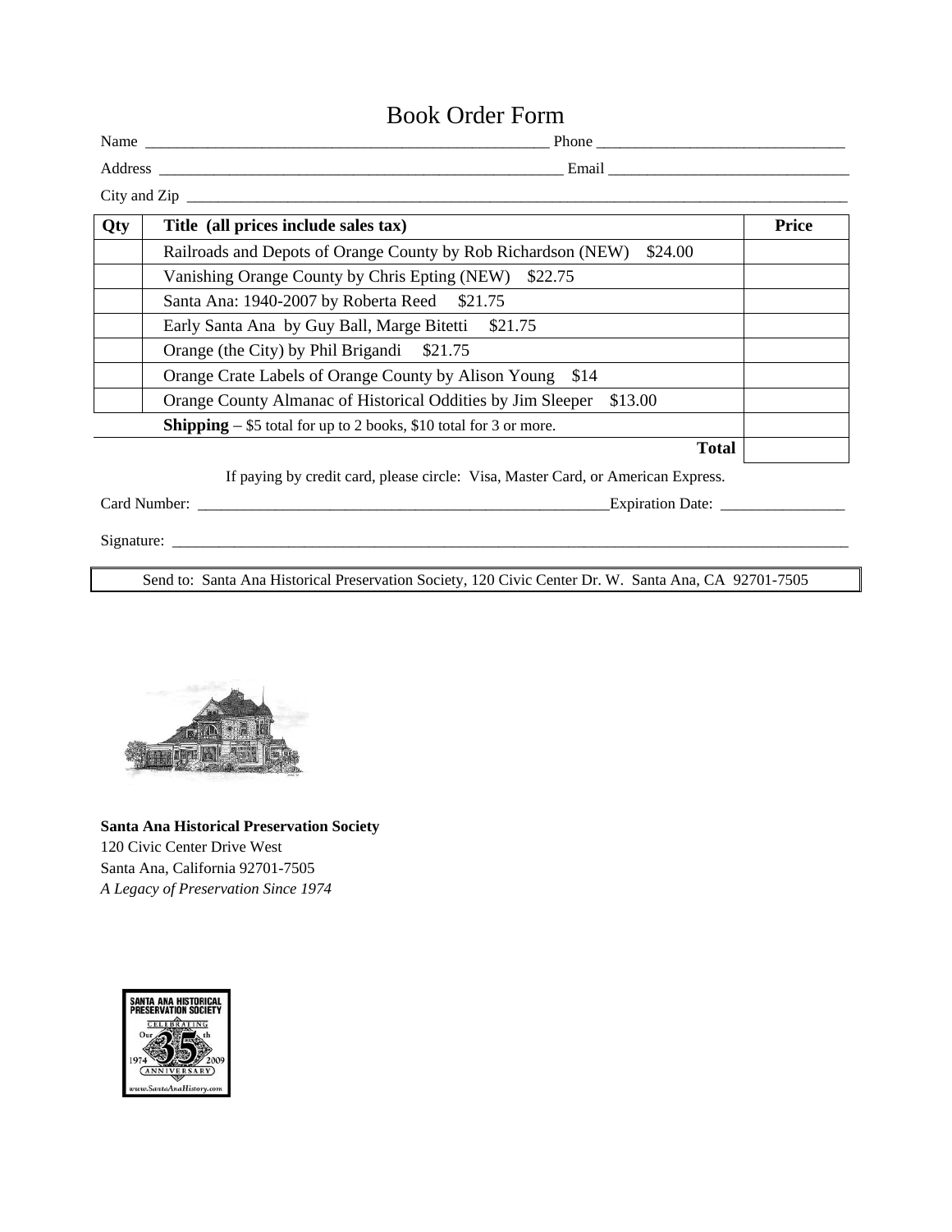# Book Order Form

Name ______________________________________________________ Phone ________________________________

Address ______________________________________________________ Email ________________________________

City and Zip ______________________________________________________________________________________

| Qty | Title (all prices include sales tax) | Price |
|---|---|---|
| | Railroads and Depots of Orange County by Rob Richardson (NEW) $24.00 | |
| | Vanishing Orange County by Chris Epting (NEW) $22.75 | |
| | Santa Ana: 1940-2007 by Roberta Reed $21.75 | |
| | Early Santa Ana by Guy Ball, Marge Bitetti $21.75 | |
| | Orange (the City) by Phil Brigandi $21.75 | |
| | Orange Crate Labels of Orange County by Alison Young $14 | |
| | Orange County Almanac of Historical Oddities by Jim Sleeper $13.00 | |
| | **Shipping** – $5 total for up to 2 books, $10 total for 3 or more. | |
| | **Total** | |

If paying by credit card, please circle: Visa, Master Card, or American Express.

Card Number: ______________________________________________________Expiration Date: ________________

Signature: ______________________________________________________________________________________

Send to: Santa Ana Historical Preservation Society, 120 Civic Center Dr. W. Santa Ana, CA 92701-7505

**Santa Ana Historical Preservation Society**
120 Civic Center Drive West
Santa Ana, California 92701-7505
*A Legacy of Preservation Since 1974*

SANTA ANA HISTORICAL PRESERVATION SOCIETY
CELEBRATING Our 35th ANNIVERSARY
1974 2009
www.SantaAnaHistory.com